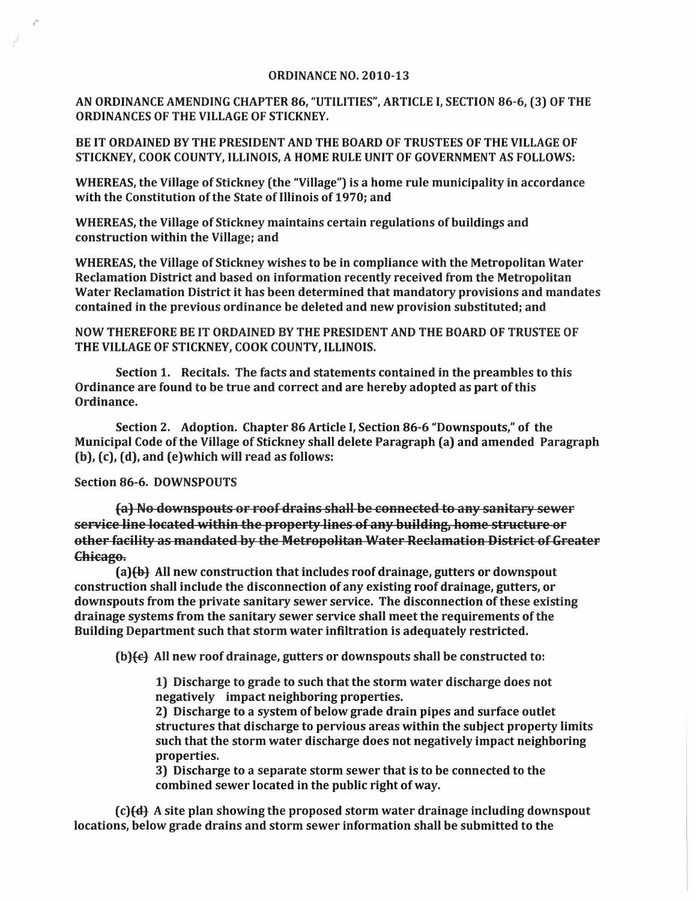# ORDINANCE NO. 2010-13

**AN ORDINANCE AMENDING CHAPTER 86, "UTILITIES", ARTICLE I, SECTION 86-6, (3) OF THE ORDINANCES OF THE VILLAGE OF STICKNEY.**

**BE IT ORDAINED BY THE PRESIDENT AND THE BOARD OF TRUSTEES OF THE VILLAGE OF STICKNEY, COOK COUNTY, ILLINOIS, A HOME RULE UNIT OF GOVERNMENT AS FOLLOWS:**

**WHEREAS, the Village of Stickney (the "Village") is a home rule municipality in accordance with the Constitution of the State of Illinois of 1970; and**

**WHEREAS, the Village of Stickney maintains certain regulations of buildings and construction within the Village; and**

**WHEREAS, the Village of Stickney wishes to be in compliance with the Metropolitan Water Reclamation District and based on information recently received from the Metropolitan Water Reclamation District it has been determined that mandatory provisions and mandates contained in the previous ordinance be deleted and new provision substituted; and**

**NOW THEREFORE BE IT ORDAINED BY THE PRESIDENT AND THE BOARD OF TRUSTEE OF THE VILLAGE OF STICKNEY, COOK COUNTY, ILLINOIS.**

**Section 1. Recitals. The facts and statements contained in the preambles to this Ordinance are found to be true and correct and are hereby adopted as part of this Ordinance.**

**Section 2. Adoption. Chapter 86 Article I, Section 86-6 "Downspouts," of the Municipal Code of the Village of Stickney shall delete Paragraph (a) and amended Paragraph (b), (c), (d), and (e)which will read as follows:**

**Section 86-6. DOWNSPOUTS**

**~~(a) No downspouts or roof drains shall be connected to any sanitary sewer service line located within the property lines of any building, home structure or other facility as mandated by the Metropolitan Water Reclamation District of Greater Chicago.~~**

**(a)~~(b)~~ All new construction that includes roof drainage, gutters or downspout construction shall include the disconnection of any existing roof drainage, gutters, or downspouts from the private sanitary sewer service. The disconnection of these existing drainage systems from the sanitary sewer service shall meet the requirements of the Building Department such that storm water infiltration is adequately restricted.**

**(b)~~(c)~~ All new roof drainage, gutters or downspouts shall be constructed to:**

**1) Discharge to grade to such that the storm water discharge does not negatively impact neighboring properties.**
**2) Discharge to a system of below grade drain pipes and surface outlet structures that discharge to pervious areas within the subject property limits such that the storm water discharge does not negatively impact neighboring properties.**
**3) Discharge to a separate storm sewer that is to be connected to the combined sewer located in the public right of way.**

**(c)~~(d)~~ A site plan showing the proposed storm water drainage including downspout locations, below grade drains and storm sewer information shall be submitted to the**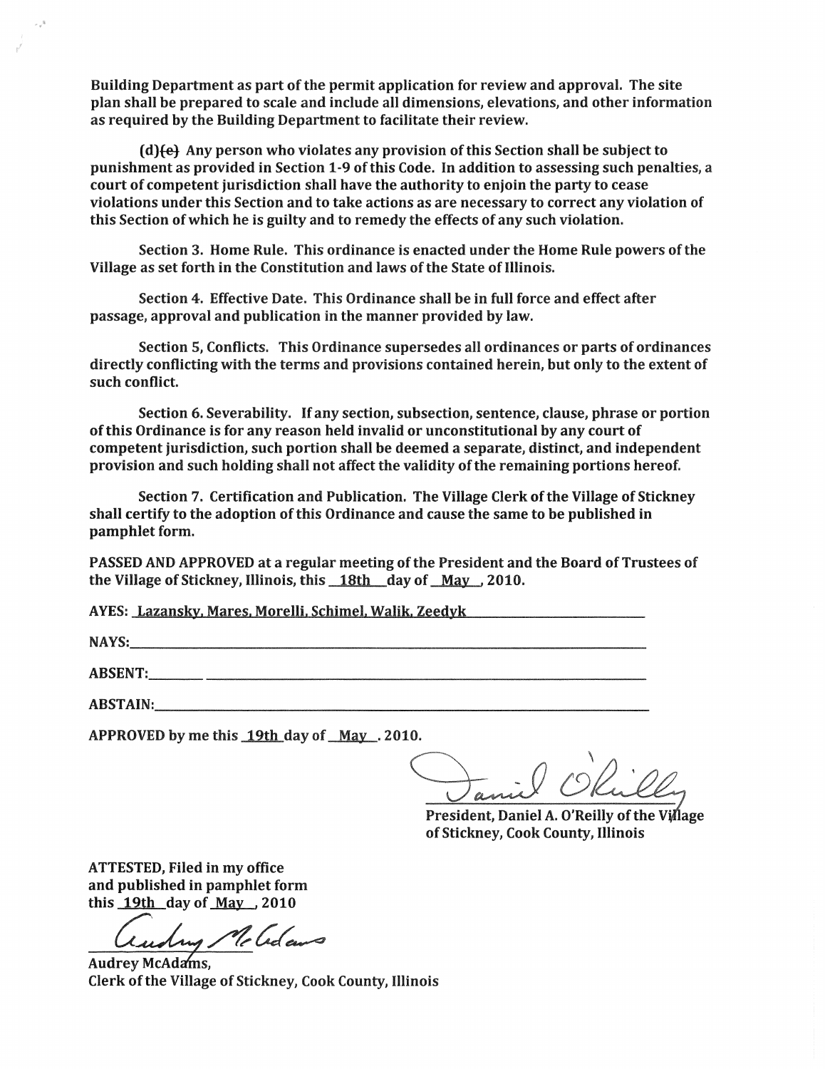Building Department as part of the permit application for review and approval. The site plan shall be prepared to scale and include all dimensions, elevations, and other information as required by the Building Department to facilitate their review.

(d)~~(e)~~ Any person who violates any provision of this Section shall be subject to punishment as provided in Section 1-9 of this Code. In addition to assessing such penalties, a court of competent jurisdiction shall have the authority to enjoin the party to cease violations under this Section and to take actions as are necessary to correct any violation of this Section of which he is guilty and to remedy the effects of any such violation.

Section 3. Home Rule. This ordinance is enacted under the Home Rule powers of the Village as set forth in the Constitution and laws of the State of Illinois.

Section 4. Effective Date. This Ordinance shall be in full force and effect after passage, approval and publication in the manner provided by law.

Section 5, Conflicts. This Ordinance supersedes all ordinances or parts of ordinances directly conflicting with the terms and provisions contained herein, but only to the extent of such conflict.

Section 6. Severability. If any section, subsection, sentence, clause, phrase or portion of this Ordinance is for any reason held invalid or unconstitutional by any court of competent jurisdiction, such portion shall be deemed a separate, distinct, and independent provision and such holding shall not affect the validity of the remaining portions hereof.

Section 7. Certification and Publication. The Village Clerk of the Village of Stickney shall certify to the adoption of this Ordinance and cause the same to be published in pamphlet form.

PASSED AND APPROVED at a regular meeting of the President and the Board of Trustees of the Village of Stickney, Illinois, this 18th day of May, 2010.

AYES: Lazansky, Mares, Morelli, Schimel, Walik, Zeedyk

NAYS: ____

ABSENT: ____

ABSTAIN: ____

APPROVED by me this 19th day of May. 2010.

Daniel O'Reilly

President, Daniel A. O'Reilly of the Village of Stickney, Cook County, Illinois

ATTESTED, Filed in my office and published in pamphlet form this 19th day of May, 2010

Audrey McAdams

Audrey McAdams,
Clerk of the Village of Stickney, Cook County, Illinois